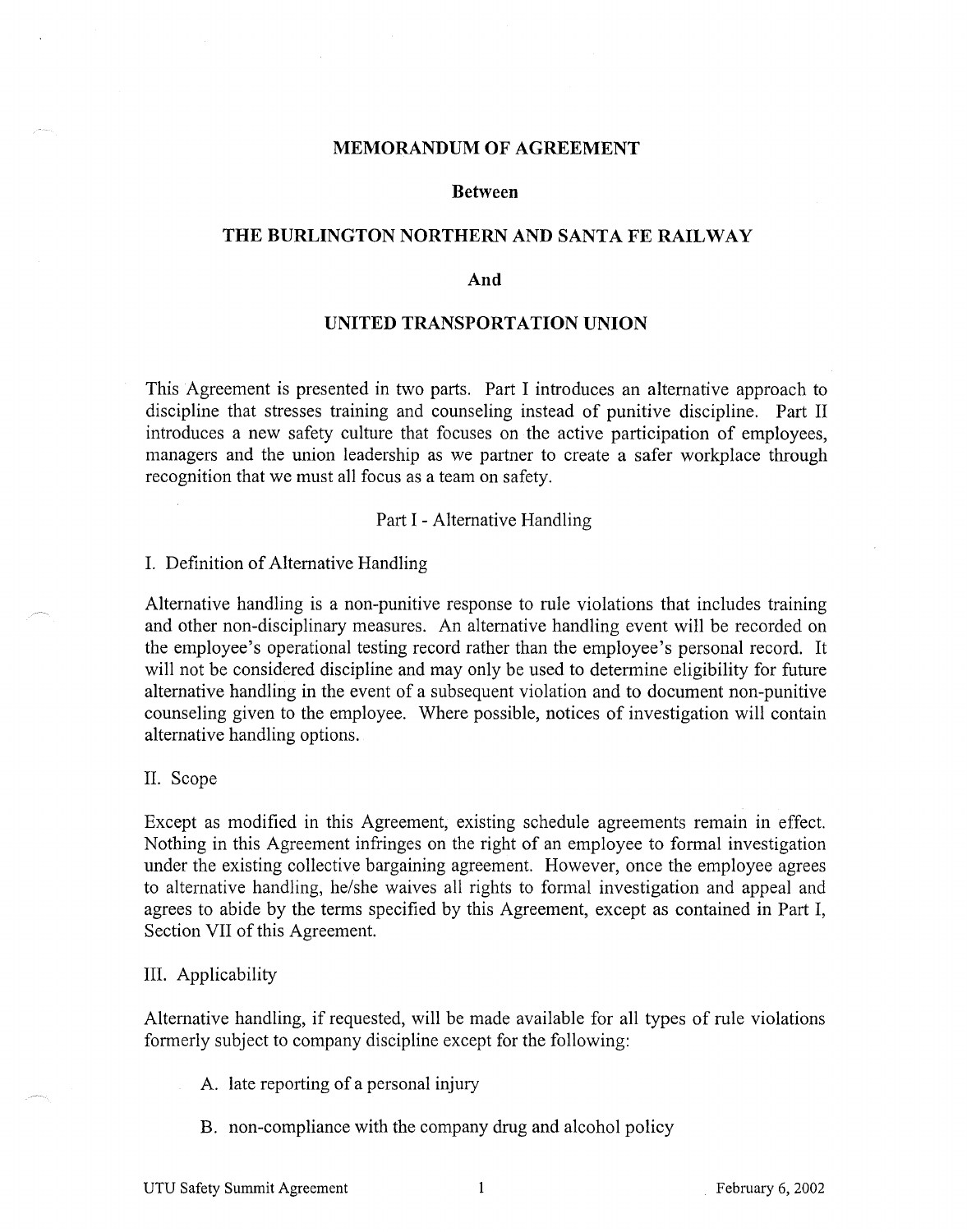# MEMORANDUM OF AGREEMENT

**Between**

**THE BURLINGTON NORTHERN AND SANTA FE RAILWAY**

**And**

**UNITED TRANSPORTATION UNION**

This Agreement is presented in two parts. Part I introduces an alternative approach to discipline that stresses training and counseling instead of punitive discipline. Part II introduces a new safety culture that focuses on the active participation of employees, managers and the union leadership as we partner to create a safer workplace through recognition that we must all focus as a team on safety.

## Part I - Alternative Handling

### I. Definition of Alternative Handling

Alternative handling is a non-punitive response to rule violations that includes training and other non-disciplinary measures. An alternative handling event will be recorded on the employee's operational testing record rather than the employee's personal record. It will not be considered discipline and may only be used to determine eligibility for future alternative handling in the event of a subsequent violation and to document non-punitive counseling given to the employee. Where possible, notices of investigation will contain alternative handling options.

### II. Scope

Except as modified in this Agreement, existing schedule agreements remain in effect. Nothing in this Agreement infringes on the right of an employee to formal investigation under the existing collective bargaining agreement. However, once the employee agrees to alternative handling, he/she waives all rights to formal investigation and appeal and agrees to abide by the terms specified by this Agreement, except as contained in Part I, Section VII of this Agreement.

### III. Applicability

Alternative handling, if requested, will be made available for all types of rule violations formerly subject to company discipline except for the following:

A. late reporting of a personal injury

B. non-compliance with the company drug and alcohol policy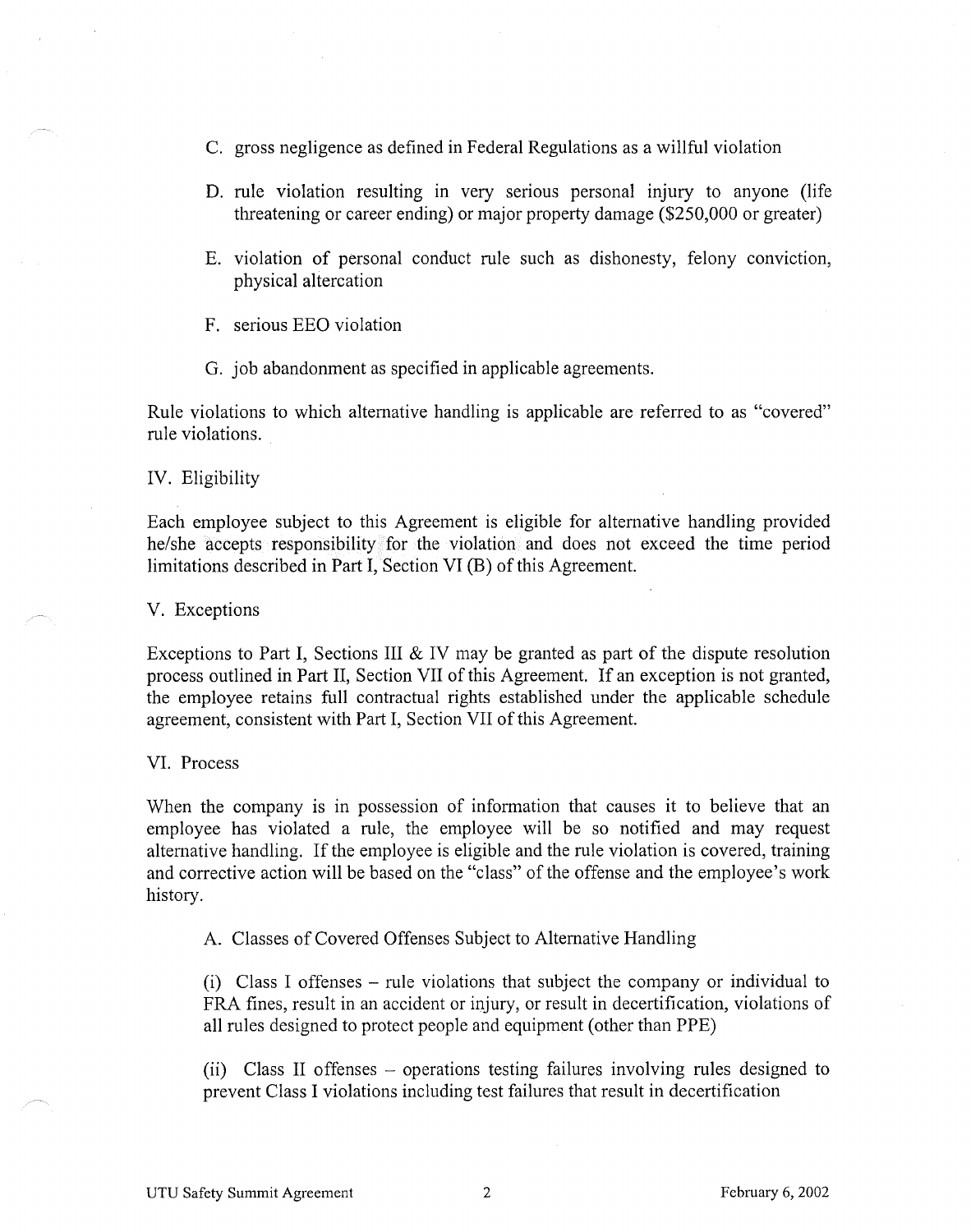C. gross negligence as defined in Federal Regulations as a willful violation

D. rule violation resulting in very serious personal injury to anyone (life threatening or career ending) or major property damage ($250,000 or greater)

E. violation of personal conduct rule such as dishonesty, felony conviction, physical altercation

F. serious EEO violation

G. job abandonment as specified in applicable agreements.

Rule violations to which alternative handling is applicable are referred to as "covered" rule violations.

IV. Eligibility

Each employee subject to this Agreement is eligible for alternative handling provided he/she accepts responsibility for the violation and does not exceed the time period limitations described in Part I, Section VI (B) of this Agreement.

V. Exceptions

Exceptions to Part I, Sections III & IV may be granted as part of the dispute resolution process outlined in Part II, Section VII of this Agreement. If an exception is not granted, the employee retains full contractual rights established under the applicable schedule agreement, consistent with Part I, Section VII of this Agreement.

VI. Process

When the company is in possession of information that causes it to believe that an employee has violated a rule, the employee will be so notified and may request alternative handling. If the employee is eligible and the rule violation is covered, training and corrective action will be based on the "class" of the offense and the employee's work history.

A. Classes of Covered Offenses Subject to Alternative Handling

(i) Class I offenses – rule violations that subject the company or individual to FRA fines, result in an accident or injury, or result in decertification, violations of all rules designed to protect people and equipment (other than PPE)

(ii) Class II offenses – operations testing failures involving rules designed to prevent Class I violations including test failures that result in decertification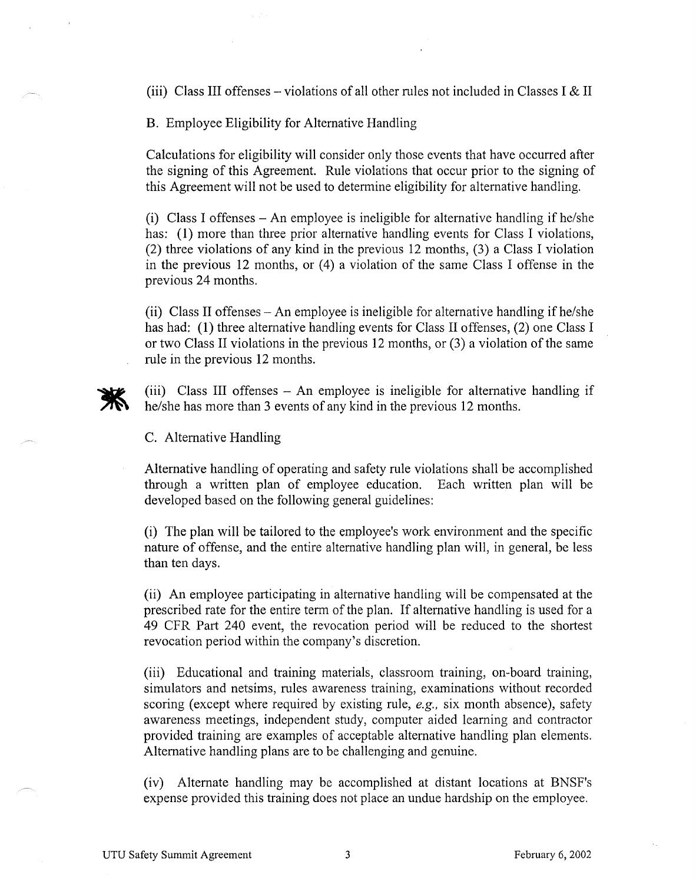(iii) Class III offenses – violations of all other rules not included in Classes I & II

B. Employee Eligibility for Alternative Handling

Calculations for eligibility will consider only those events that have occurred after the signing of this Agreement. Rule violations that occur prior to the signing of this Agreement will not be used to determine eligibility for alternative handling.

(i) Class I offenses – An employee is ineligible for alternative handling if he/she has: (1) more than three prior alternative handling events for Class I violations, (2) three violations of any kind in the previous 12 months, (3) a Class I violation in the previous 12 months, or (4) a violation of the same Class I offense in the previous 24 months.

(ii) Class II offenses – An employee is ineligible for alternative handling if he/she has had: (1) three alternative handling events for Class II offenses, (2) one Class I or two Class II violations in the previous 12 months, or (3) a violation of the same rule in the previous 12 months.

(iii) Class III offenses – An employee is ineligible for alternative handling if he/she has more than 3 events of any kind in the previous 12 months.

C. Alternative Handling

Alternative handling of operating and safety rule violations shall be accomplished through a written plan of employee education. Each written plan will be developed based on the following general guidelines:

(i) The plan will be tailored to the employee's work environment and the specific nature of offense, and the entire alternative handling plan will, in general, be less than ten days.

(ii) An employee participating in alternative handling will be compensated at the prescribed rate for the entire term of the plan. If alternative handling is used for a 49 CFR Part 240 event, the revocation period will be reduced to the shortest revocation period within the company's discretion.

(iii) Educational and training materials, classroom training, on-board training, simulators and netsims, rules awareness training, examinations without recorded scoring (except where required by existing rule, *e.g.*, six month absence), safety awareness meetings, independent study, computer aided learning and contractor provided training are examples of acceptable alternative handling plan elements. Alternative handling plans are to be challenging and genuine.

(iv) Alternate handling may be accomplished at distant locations at BNSF's expense provided this training does not place an undue hardship on the employee.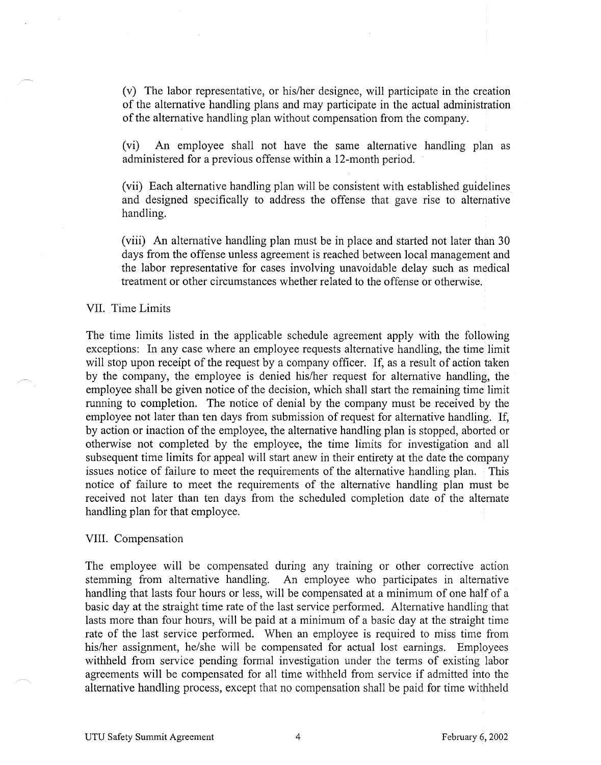(v) The labor representative, or his/her designee, will participate in the creation of the alternative handling plans and may participate in the actual administration of the alternative handling plan without compensation from the company.

(vi) An employee shall not have the same alternative handling plan as administered for a previous offense within a 12-month period.

(vii) Each alternative handling plan will be consistent with established guidelines and designed specifically to address the offense that gave rise to alternative handling.

(viii) An alternative handling plan must be in place and started not later than 30 days from the offense unless agreement is reached between local management and the labor representative for cases involving unavoidable delay such as medical treatment or other circumstances whether related to the offense or otherwise.

## VII. Time Limits

The time limits listed in the applicable schedule agreement apply with the following exceptions: In any case where an employee requests alternative handling, the time limit will stop upon receipt of the request by a company officer. If, as a result of action taken by the company, the employee is denied his/her request for alternative handling, the employee shall be given notice of the decision, which shall start the remaining time limit running to completion. The notice of denial by the company must be received by the employee not later than ten days from submission of request for alternative handling. If, by action or inaction of the employee, the alternative handling plan is stopped, aborted or otherwise not completed by the employee, the time limits for investigation and all subsequent time limits for appeal will start anew in their entirety at the date the company issues notice of failure to meet the requirements of the alternative handling plan. This notice of failure to meet the requirements of the alternative handling plan must be received not later than ten days from the scheduled completion date of the alternate handling plan for that employee.

## VIII. Compensation

The employee will be compensated during any training or other corrective action stemming from alternative handling. An employee who participates in alternative handling that lasts four hours or less, will be compensated at a minimum of one half of a basic day at the straight time rate of the last service performed. Alternative handling that lasts more than four hours, will be paid at a minimum of a basic day at the straight time rate of the last service performed. When an employee is required to miss time from his/her assignment, he/she will be compensated for actual lost earnings. Employees withheld from service pending formal investigation under the terms of existing labor agreements will be compensated for all time withheld from service if admitted into the alternative handling process, except that no compensation shall be paid for time withheld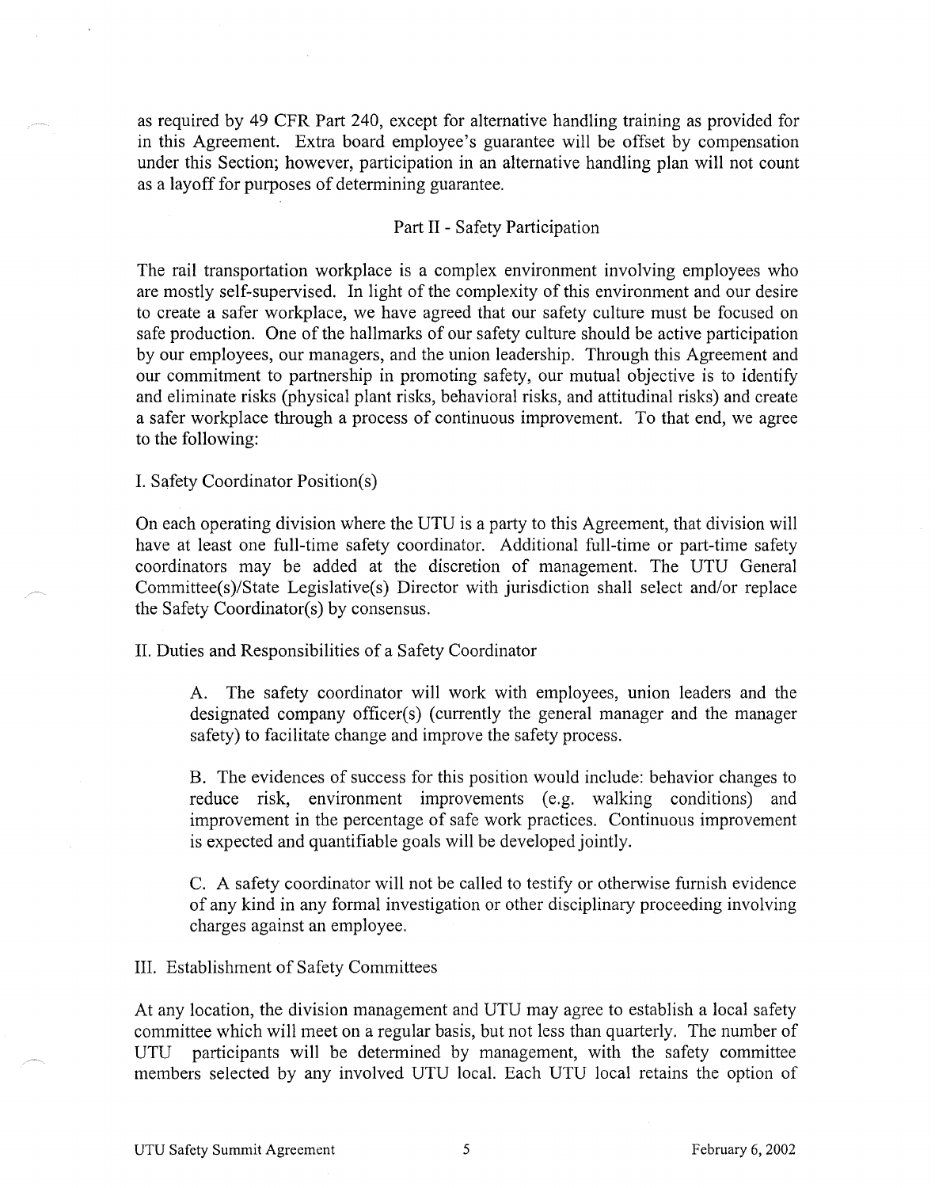as required by 49 CFR Part 240, except for alternative handling training as provided for in this Agreement. Extra board employee's guarantee will be offset by compensation under this Section; however, participation in an alternative handling plan will not count as a layoff for purposes of determining guarantee.

## Part II - Safety Participation

The rail transportation workplace is a complex environment involving employees who are mostly self-supervised. In light of the complexity of this environment and our desire to create a safer workplace, we have agreed that our safety culture must be focused on safe production. One of the hallmarks of our safety culture should be active participation by our employees, our managers, and the union leadership. Through this Agreement and our commitment to partnership in promoting safety, our mutual objective is to identify and eliminate risks (physical plant risks, behavioral risks, and attitudinal risks) and create a safer workplace through a process of continuous improvement. To that end, we agree to the following:

### I. Safety Coordinator Position(s)

On each operating division where the UTU is a party to this Agreement, that division will have at least one full-time safety coordinator. Additional full-time or part-time safety coordinators may be added at the discretion of management. The UTU General Committee(s)/State Legislative(s) Director with jurisdiction shall select and/or replace the Safety Coordinator(s) by consensus.

### II. Duties and Responsibilities of a Safety Coordinator

A. The safety coordinator will work with employees, union leaders and the designated company officer(s) (currently the general manager and the manager safety) to facilitate change and improve the safety process.

B. The evidences of success for this position would include: behavior changes to reduce risk, environment improvements (e.g. walking conditions) and improvement in the percentage of safe work practices. Continuous improvement is expected and quantifiable goals will be developed jointly.

C. A safety coordinator will not be called to testify or otherwise furnish evidence of any kind in any formal investigation or other disciplinary proceeding involving charges against an employee.

### III. Establishment of Safety Committees

At any location, the division management and UTU may agree to establish a local safety committee which will meet on a regular basis, but not less than quarterly. The number of UTU participants will be determined by management, with the safety committee members selected by any involved UTU local. Each UTU local retains the option of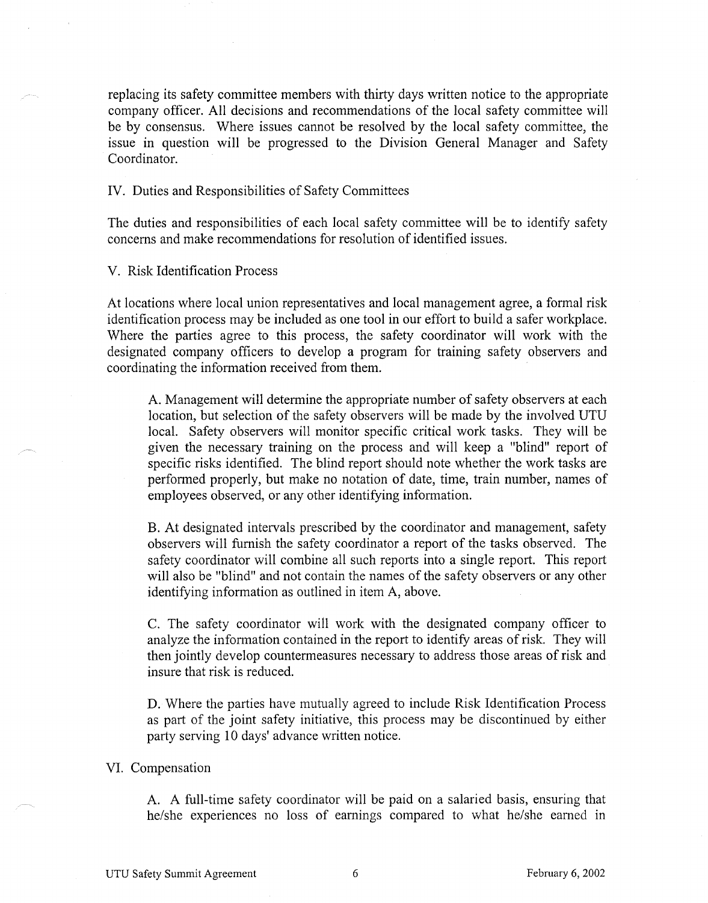replacing its safety committee members with thirty days written notice to the appropriate company officer. All decisions and recommendations of the local safety committee will be by consensus. Where issues cannot be resolved by the local safety committee, the issue in question will be progressed to the Division General Manager and Safety Coordinator.

## IV. Duties and Responsibilities of Safety Committees

The duties and responsibilities of each local safety committee will be to identify safety concerns and make recommendations for resolution of identified issues.

## V. Risk Identification Process

At locations where local union representatives and local management agree, a formal risk identification process may be included as one tool in our effort to build a safer workplace. Where the parties agree to this process, the safety coordinator will work with the designated company officers to develop a program for training safety observers and coordinating the information received from them.

A. Management will determine the appropriate number of safety observers at each location, but selection of the safety observers will be made by the involved UTU local. Safety observers will monitor specific critical work tasks. They will be given the necessary training on the process and will keep a "blind" report of specific risks identified. The blind report should note whether the work tasks are performed properly, but make no notation of date, time, train number, names of employees observed, or any other identifying information.

B. At designated intervals prescribed by the coordinator and management, safety observers will furnish the safety coordinator a report of the tasks observed. The safety coordinator will combine all such reports into a single report. This report will also be "blind" and not contain the names of the safety observers or any other identifying information as outlined in item A, above.

C. The safety coordinator will work with the designated company officer to analyze the information contained in the report to identify areas of risk. They will then jointly develop countermeasures necessary to address those areas of risk and insure that risk is reduced.

D. Where the parties have mutually agreed to include Risk Identification Process as part of the joint safety initiative, this process may be discontinued by either party serving 10 days' advance written notice.

## VI. Compensation

A. A full-time safety coordinator will be paid on a salaried basis, ensuring that he/she experiences no loss of earnings compared to what he/she earned in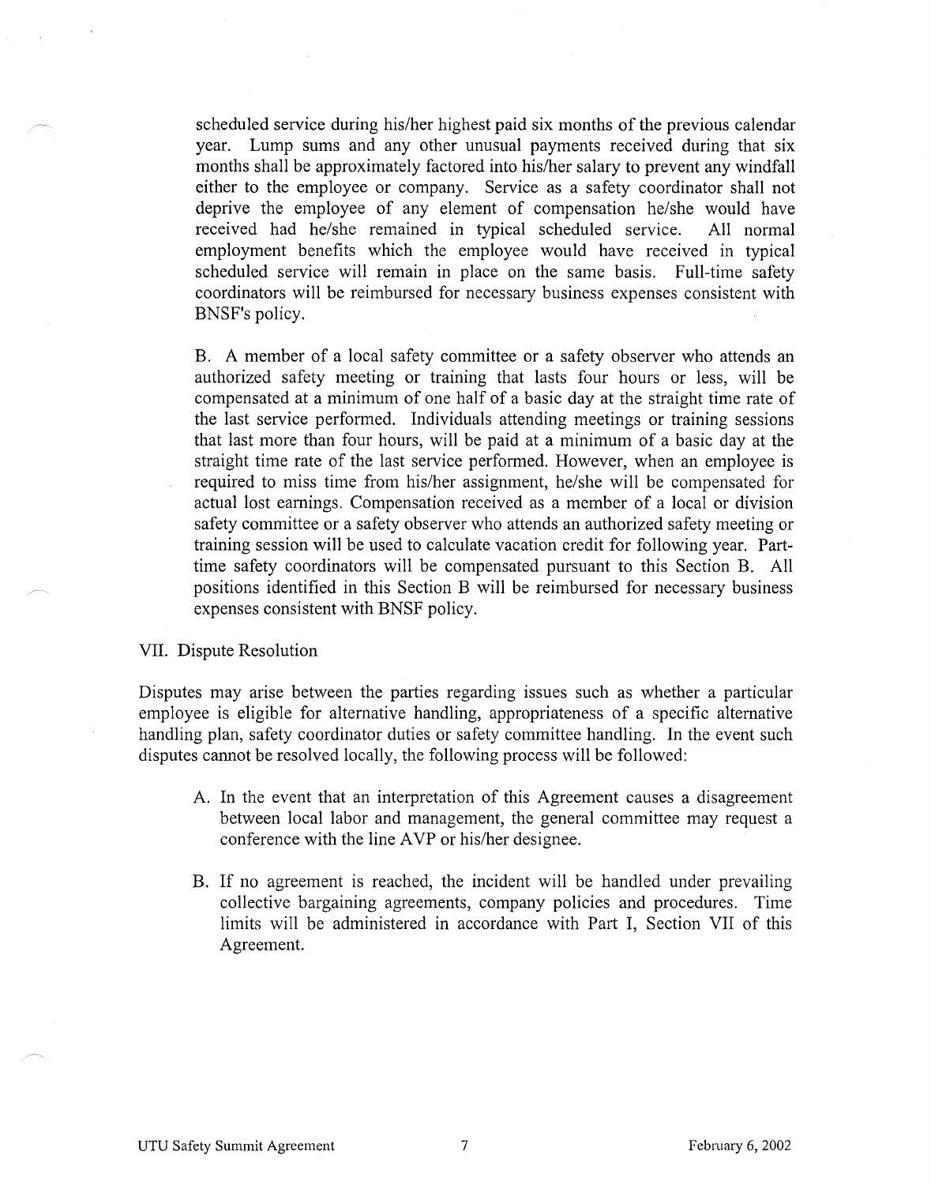scheduled service during his/her highest paid six months of the previous calendar year. Lump sums and any other unusual payments received during that six months shall be approximately factored into his/her salary to prevent any windfall either to the employee or company. Service as a safety coordinator shall not deprive the employee of any element of compensation he/she would have received had he/she remained in typical scheduled service. All normal employment benefits which the employee would have received in typical scheduled service will remain in place on the same basis. Full-time safety coordinators will be reimbursed for necessary business expenses consistent with BNSF's policy.

B. A member of a local safety committee or a safety observer who attends an authorized safety meeting or training that lasts four hours or less, will be compensated at a minimum of one half of a basic day at the straight time rate of the last service performed. Individuals attending meetings or training sessions that last more than four hours, will be paid at a minimum of a basic day at the straight time rate of the last service performed. However, when an employee is required to miss time from his/her assignment, he/she will be compensated for actual lost earnings. Compensation received as a member of a local or division safety committee or a safety observer who attends an authorized safety meeting or training session will be used to calculate vacation credit for following year. Part-time safety coordinators will be compensated pursuant to this Section B. All positions identified in this Section B will be reimbursed for necessary business expenses consistent with BNSF policy.

VII. Dispute Resolution

Disputes may arise between the parties regarding issues such as whether a particular employee is eligible for alternative handling, appropriateness of a specific alternative handling plan, safety coordinator duties or safety committee handling. In the event such disputes cannot be resolved locally, the following process will be followed:

A. In the event that an interpretation of this Agreement causes a disagreement between local labor and management, the general committee may request a conference with the line AVP or his/her designee.

B. If no agreement is reached, the incident will be handled under prevailing collective bargaining agreements, company policies and procedures. Time limits will be administered in accordance with Part I, Section VII of this Agreement.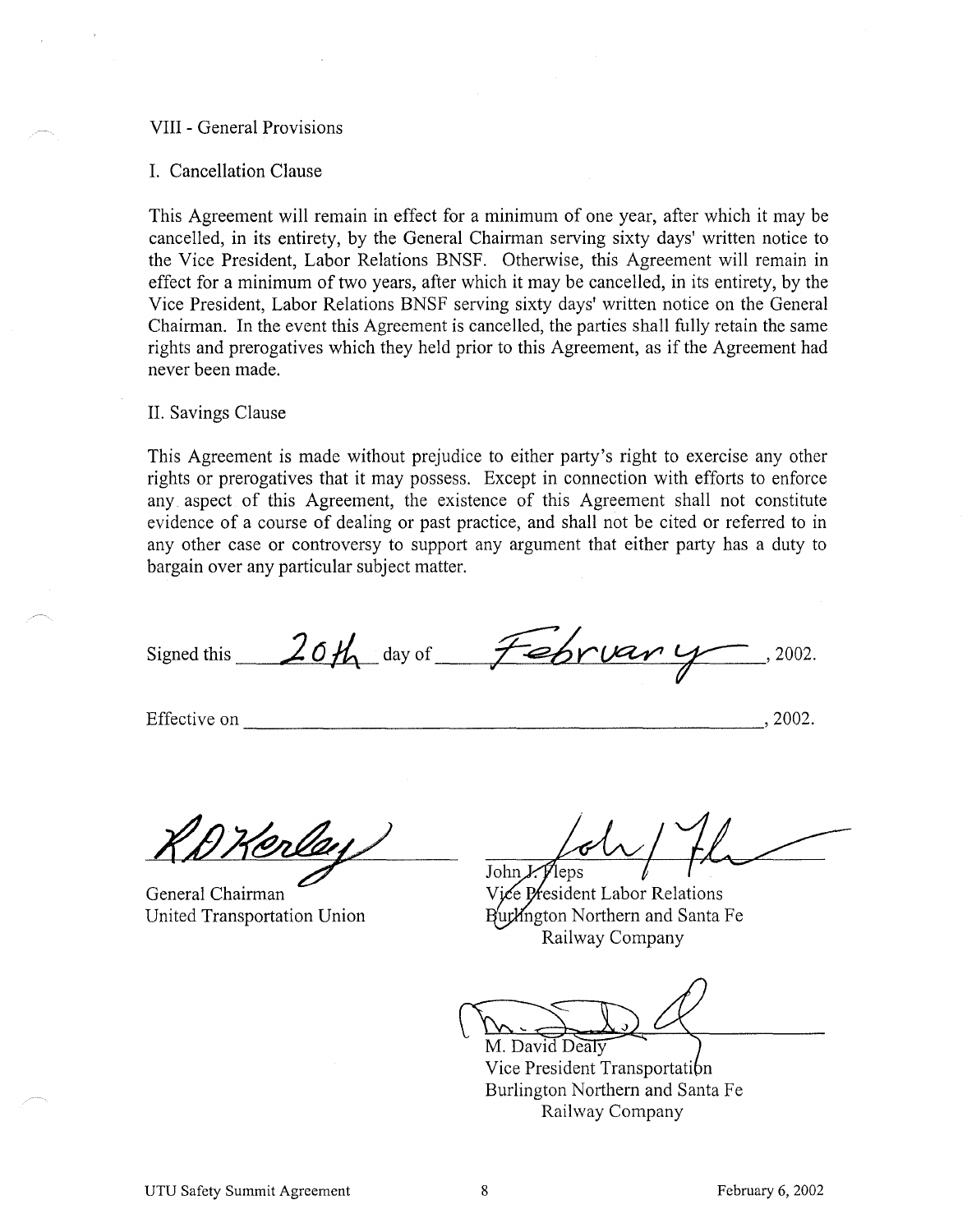## VIII - General Provisions

### I. Cancellation Clause

This Agreement will remain in effect for a minimum of one year, after which it may be cancelled, in its entirety, by the General Chairman serving sixty days' written notice to the Vice President, Labor Relations BNSF. Otherwise, this Agreement will remain in effect for a minimum of two years, after which it may be cancelled, in its entirety, by the Vice President, Labor Relations BNSF serving sixty days' written notice on the General Chairman. In the event this Agreement is cancelled, the parties shall fully retain the same rights and prerogatives which they held prior to this Agreement, as if the Agreement had never been made.

### II. Savings Clause

This Agreement is made without prejudice to either party's right to exercise any other rights or prerogatives that it may possess. Except in connection with efforts to enforce any aspect of this Agreement, the existence of this Agreement shall not constitute evidence of a course of dealing or past practice, and shall not be cited or referred to in any other case or controversy to support any argument that either party has a duty to bargain over any particular subject matter.

Signed this 20th day of February, 2002.

Effective on ______________________________, 2002.

RD Kerley
General Chairman
United Transportation Union

John J. Fleps
Vice President Labor Relations
Burlington Northern and Santa Fe Railway Company

M. David Dealy
Vice President Transportation
Burlington Northern and Santa Fe Railway Company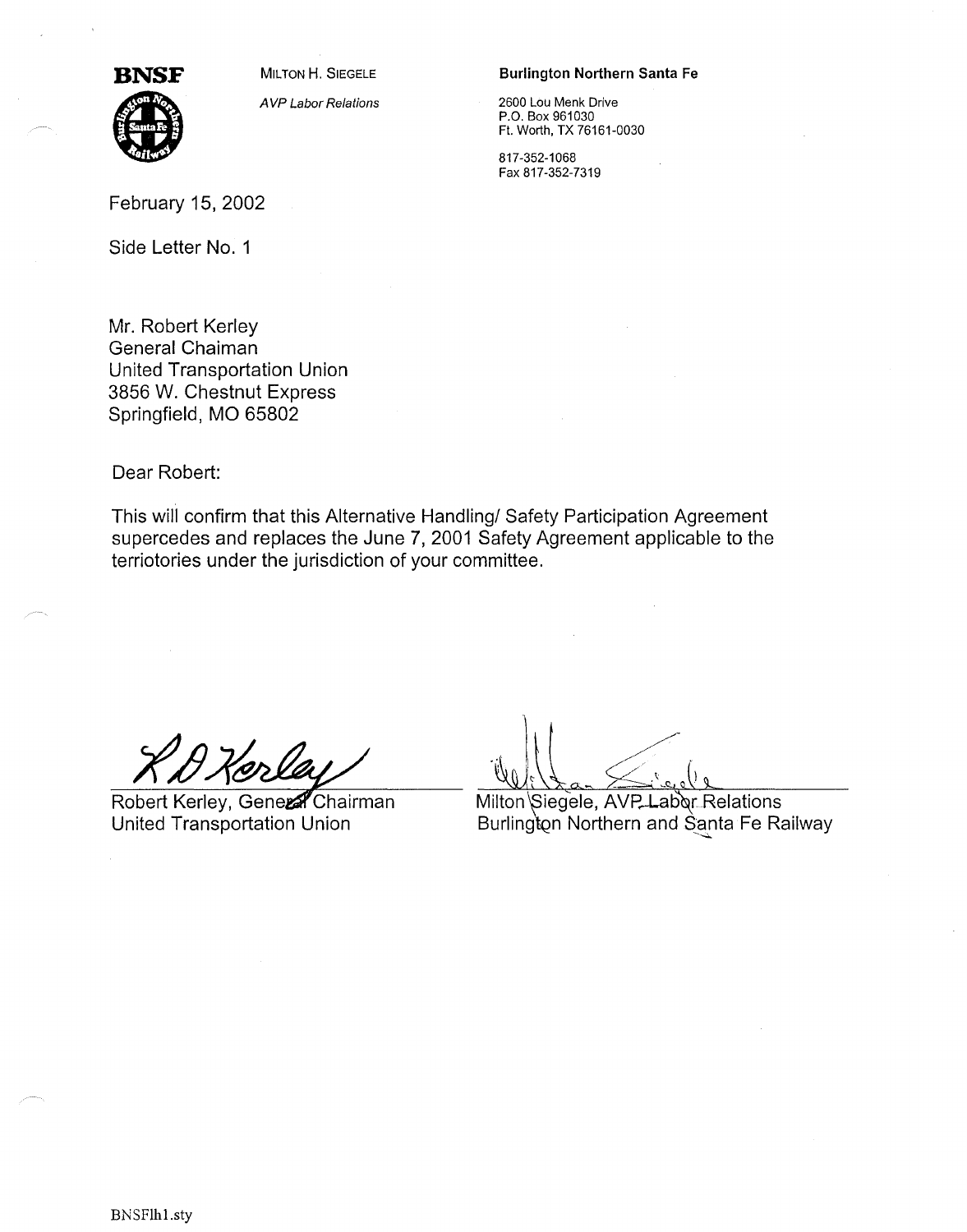**BNSF**

MILTON H. SIEGELE

*AVP Labor Relations*

**Burlington Northern Santa Fe**

2600 Lou Menk Drive
P.O. Box 961030
Ft. Worth, TX 76161-0030

817-352-1068
Fax 817-352-7319

February 15, 2002

Side Letter No. 1

Mr. Robert Kerley
General Chaiman
United Transportation Union
3856 W. Chestnut Express
Springfield, MO 65802

Dear Robert:

This will confirm that this Alternative Handling/ Safety Participation Agreement supercedes and replaces the June 7, 2001 Safety Agreement applicable to the terriotories under the jurisdiction of your committee.

Robert Kerley, General Chairman
United Transportation Union

Milton Siegele, AVP Labor Relations
Burlington Northern and Santa Fe Railway

BNSFlh1.sty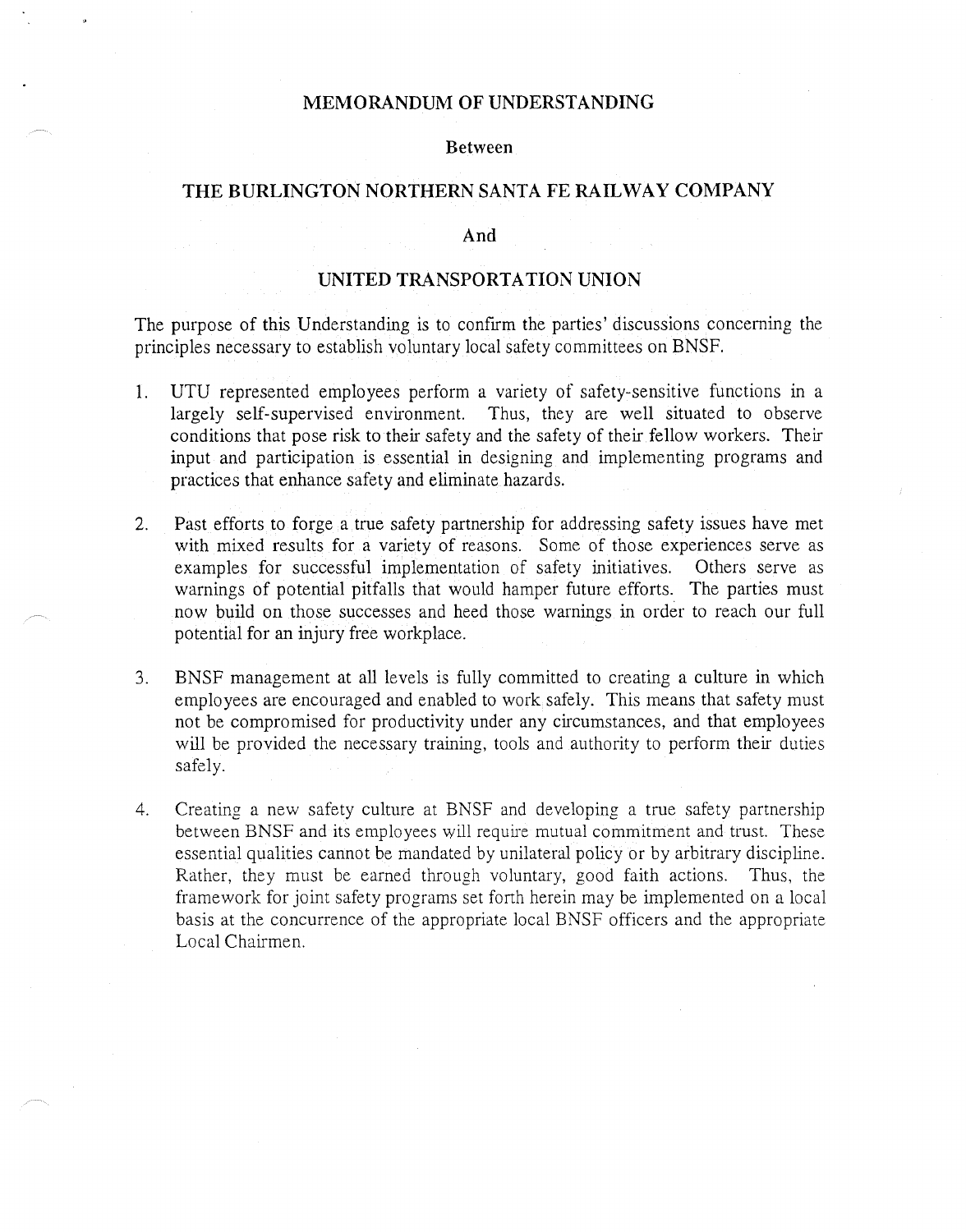# MEMORANDUM OF UNDERSTANDING

Between

## THE BURLINGTON NORTHERN SANTA FE RAILWAY COMPANY

And

## UNITED TRANSPORTATION UNION

The purpose of this Understanding is to confirm the parties' discussions concerning the principles necessary to establish voluntary local safety committees on BNSF.

1. UTU represented employees perform a variety of safety-sensitive functions in a largely self-supervised environment. Thus, they are well situated to observe conditions that pose risk to their safety and the safety of their fellow workers. Their input and participation is essential in designing and implementing programs and practices that enhance safety and eliminate hazards.

2. Past efforts to forge a true safety partnership for addressing safety issues have met with mixed results for a variety of reasons. Some of those experiences serve as examples for successful implementation of safety initiatives. Others serve as warnings of potential pitfalls that would hamper future efforts. The parties must now build on those successes and heed those warnings in order to reach our full potential for an injury free workplace.

3. BNSF management at all levels is fully committed to creating a culture in which employees are encouraged and enabled to work safely. This means that safety must not be compromised for productivity under any circumstances, and that employees will be provided the necessary training, tools and authority to perform their duties safely.

4. Creating a new safety culture at BNSF and developing a true safety partnership between BNSF and its employees will require mutual commitment and trust. These essential qualities cannot be mandated by unilateral policy or by arbitrary discipline. Rather, they must be earned through voluntary, good faith actions. Thus, the framework for joint safety programs set forth herein may be implemented on a local basis at the concurrence of the appropriate local BNSF officers and the appropriate Local Chairmen.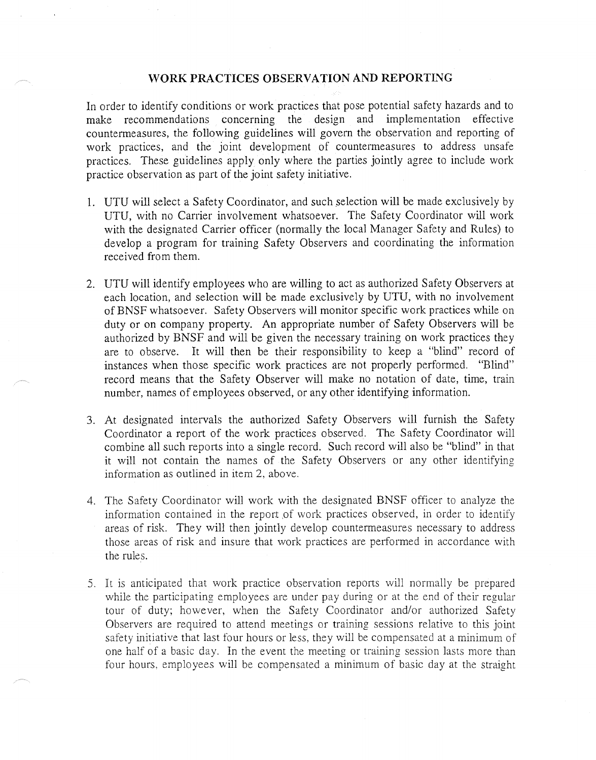## WORK PRACTICES OBSERVATION AND REPORTING

In order to identify conditions or work practices that pose potential safety hazards and to make recommendations concerning the design and implementation effective countermeasures, the following guidelines will govern the observation and reporting of work practices, and the joint development of countermeasures to address unsafe practices. These guidelines apply only where the parties jointly agree to include work practice observation as part of the joint safety initiative.

1. UTU will select a Safety Coordinator, and such selection will be made exclusively by UTU, with no Carrier involvement whatsoever. The Safety Coordinator will work with the designated Carrier officer (normally the local Manager Safety and Rules) to develop a program for training Safety Observers and coordinating the information received from them.

2. UTU will identify employees who are willing to act as authorized Safety Observers at each location, and selection will be made exclusively by UTU, with no involvement of BNSF whatsoever. Safety Observers will monitor specific work practices while on duty or on company property. An appropriate number of Safety Observers will be authorized by BNSF and will be given the necessary training on work practices they are to observe. It will then be their responsibility to keep a "blind" record of instances when those specific work practices are not properly performed. "Blind" record means that the Safety Observer will make no notation of date, time, train number, names of employees observed, or any other identifying information.

3. At designated intervals the authorized Safety Observers will furnish the Safety Coordinator a report of the work practices observed. The Safety Coordinator will combine all such reports into a single record. Such record will also be "blind" in that it will not contain the names of the Safety Observers or any other identifying information as outlined in item 2, above.

4. The Safety Coordinator will work with the designated BNSF officer to analyze the information contained in the report of work practices observed, in order to identify areas of risk. They will then jointly develop countermeasures necessary to address those areas of risk and insure that work practices are performed in accordance with the rules.

5. It is anticipated that work practice observation reports will normally be prepared while the participating employees are under pay during or at the end of their regular tour of duty; however, when the Safety Coordinator and/or authorized Safety Observers are required to attend meetings or training sessions relative to this joint safety initiative that last four hours or less, they will be compensated at a minimum of one half of a basic day. In the event the meeting or training session lasts more than four hours, employees will be compensated a minimum of basic day at the straight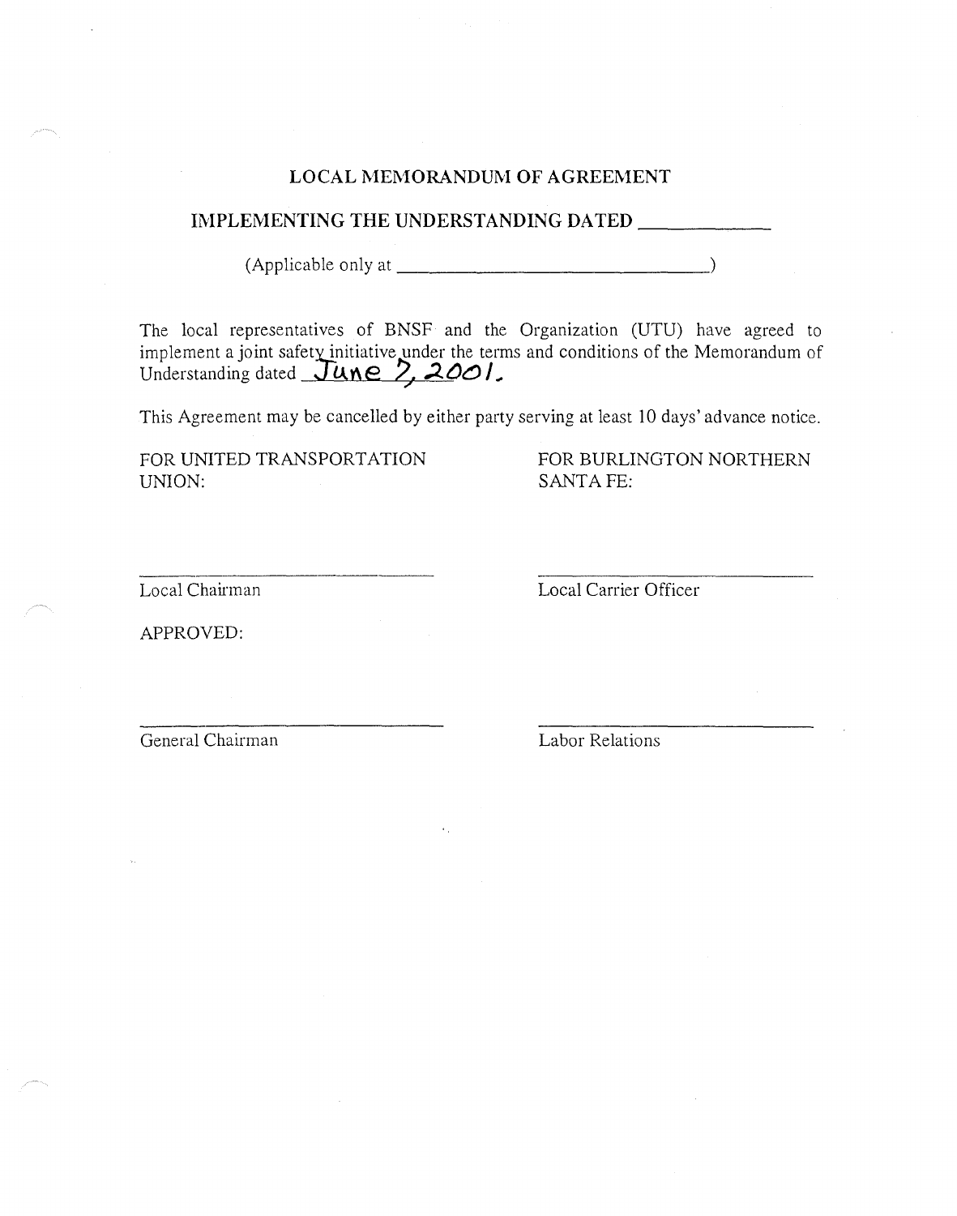# LOCAL MEMORANDUM OF AGREEMENT

## IMPLEMENTING THE UNDERSTANDING DATED ____________

(Applicable only at ________________________________)

The local representatives of BNSF and the Organization (UTU) have agreed to implement a joint safety initiative under the terms and conditions of the Memorandum of Understanding dated June 7, 2001.

This Agreement may be cancelled by either party serving at least 10 days' advance notice.

| | |
|---|---|
| FOR UNITED TRANSPORTATION UNION: | FOR BURLINGTON NORTHERN SANTA FE: |
| ____________________________ | ____________________________ |
| Local Chairman | Local Carrier Officer |
| APPROVED: | |
| ____________________________ | ____________________________ |
| General Chairman | Labor Relations |